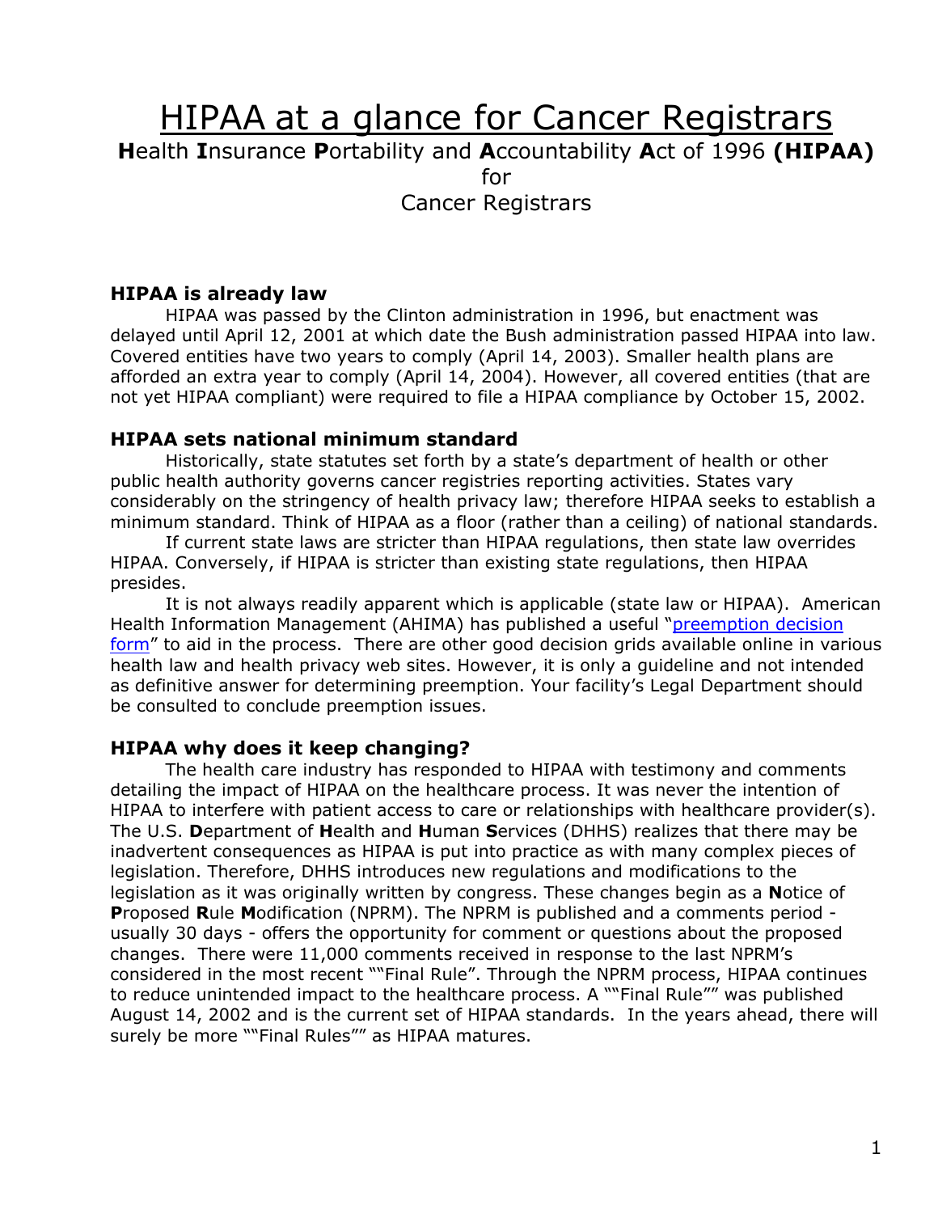# HIPAA at a glance for Cancer Registrars

**H**ealth **I**nsurance **P**ortability and **A**ccountability **A**ct of 1996 **(HIPAA)**
for
Cancer Registrars

### HIPAA is already law

HIPAA was passed by the Clinton administration in 1996, but enactment was delayed until April 12, 2001 at which date the Bush administration passed HIPAA into law. Covered entities have two years to comply (April 14, 2003). Smaller health plans are afforded an extra year to comply (April 14, 2004). However, all covered entities (that are not yet HIPAA compliant) were required to file a HIPAA compliance by October 15, 2002.

### HIPAA sets national minimum standard

Historically, state statutes set forth by a state's department of health or other public health authority governs cancer registries reporting activities. States vary considerably on the stringency of health privacy law; therefore HIPAA seeks to establish a minimum standard. Think of HIPAA as a floor (rather than a ceiling) of national standards.

If current state laws are stricter than HIPAA regulations, then state law overrides HIPAA. Conversely, if HIPAA is stricter than existing state regulations, then HIPAA presides.

It is not always readily apparent which is applicable (state law or HIPAA). American Health Information Management (AHIMA) has published a useful "preemption decision form" to aid in the process. There are other good decision grids available online in various health law and health privacy web sites. However, it is only a guideline and not intended as definitive answer for determining preemption. Your facility's Legal Department should be consulted to conclude preemption issues.

### HIPAA why does it keep changing?

The health care industry has responded to HIPAA with testimony and comments detailing the impact of HIPAA on the healthcare process. It was never the intention of HIPAA to interfere with patient access to care or relationships with healthcare provider(s). The U.S. **D**epartment of **H**ealth and **H**uman **S**ervices (DHHS) realizes that there may be inadvertent consequences as HIPAA is put into practice as with many complex pieces of legislation. Therefore, DHHS introduces new regulations and modifications to the legislation as it was originally written by congress. These changes begin as a **N**otice of **P**roposed **R**ule **M**odification (NPRM). The NPRM is published and a comments period - usually 30 days - offers the opportunity for comment or questions about the proposed changes. There were 11,000 comments received in response to the last NPRM's considered in the most recent ""Final Rule". Through the NPRM process, HIPAA continues to reduce unintended impact to the healthcare process. A ""Final Rule"" was published August 14, 2002 and is the current set of HIPAA standards. In the years ahead, there will surely be more ""Final Rules"" as HIPAA matures.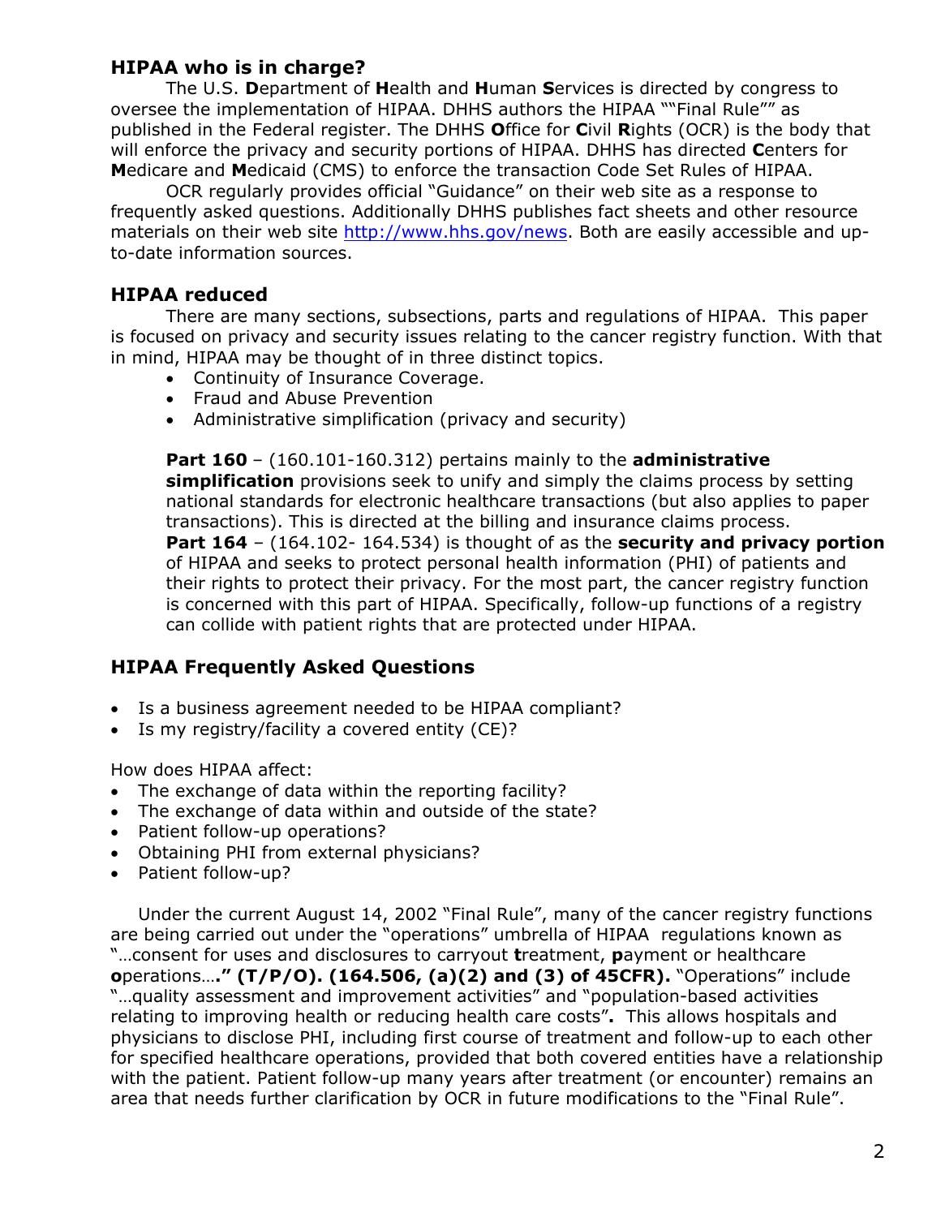### HIPAA who is in charge?

The U.S. **D**epartment of **H**ealth and **H**uman **S**ervices is directed by congress to oversee the implementation of HIPAA. DHHS authors the HIPAA ""Final Rule"" as published in the Federal register. The DHHS **O**ffice for **C**ivil **R**ights (OCR) is the body that will enforce the privacy and security portions of HIPAA. DHHS has directed **C**enters for **M**edicare and **M**edicaid (CMS) to enforce the transaction Code Set Rules of HIPAA.

OCR regularly provides official "Guidance" on their web site as a response to frequently asked questions. Additionally DHHS publishes fact sheets and other resource materials on their web site [http://www.hhs.gov/news](http://www.hhs.gov/news). Both are easily accessible and up-to-date information sources.

### HIPAA reduced

There are many sections, subsections, parts and regulations of HIPAA. This paper is focused on privacy and security issues relating to the cancer registry function. With that in mind, HIPAA may be thought of in three distinct topics.

- Continuity of Insurance Coverage.
- Fraud and Abuse Prevention
- Administrative simplification (privacy and security)

**Part 160** – (160.101-160.312) pertains mainly to the **administrative simplification** provisions seek to unify and simply the claims process by setting national standards for electronic healthcare transactions (but also applies to paper transactions). This is directed at the billing and insurance claims process.
**Part 164** – (164.102- 164.534) is thought of as the **security and privacy portion** of HIPAA and seeks to protect personal health information (PHI) of patients and their rights to protect their privacy. For the most part, the cancer registry function is concerned with this part of HIPAA. Specifically, follow-up functions of a registry can collide with patient rights that are protected under HIPAA.

### HIPAA Frequently Asked Questions

- Is a business agreement needed to be HIPAA compliant?
- Is my registry/facility a covered entity (CE)?

How does HIPAA affect:

- The exchange of data within the reporting facility?
- The exchange of data within and outside of the state?
- Patient follow-up operations?
- Obtaining PHI from external physicians?
- Patient follow-up?

Under the current August 14, 2002 "Final Rule", many of the cancer registry functions are being carried out under the "operations" umbrella of HIPAA regulations known as "…consent for uses and disclosures to carryout **t**reatment, **p**ayment or healthcare **o**perations…**." (T/P/O). (164.506, (a)(2) and (3) of 45CFR).** "Operations" include "…quality assessment and improvement activities" and "population-based activities relating to improving health or reducing health care costs"**.** This allows hospitals and physicians to disclose PHI, including first course of treatment and follow-up to each other for specified healthcare operations, provided that both covered entities have a relationship with the patient. Patient follow-up many years after treatment (or encounter) remains an area that needs further clarification by OCR in future modifications to the "Final Rule".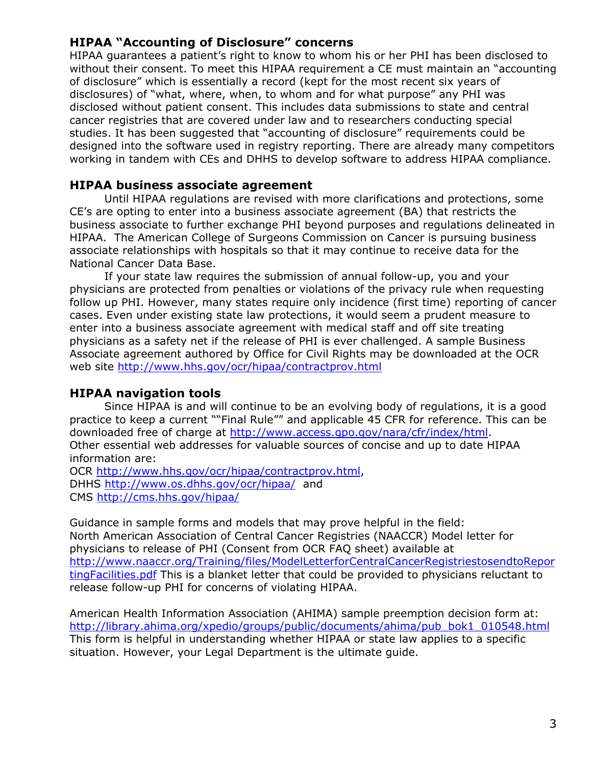### HIPAA "Accounting of Disclosure" concerns

HIPAA guarantees a patient's right to know to whom his or her PHI has been disclosed to without their consent. To meet this HIPAA requirement a CE must maintain an "accounting of disclosure" which is essentially a record (kept for the most recent six years of disclosures) of "what, where, when, to whom and for what purpose" any PHI was disclosed without patient consent. This includes data submissions to state and central cancer registries that are covered under law and to researchers conducting special studies. It has been suggested that "accounting of disclosure" requirements could be designed into the software used in registry reporting. There are already many competitors working in tandem with CEs and DHHS to develop software to address HIPAA compliance.

### HIPAA business associate agreement

Until HIPAA regulations are revised with more clarifications and protections, some CE's are opting to enter into a business associate agreement (BA) that restricts the business associate to further exchange PHI beyond purposes and regulations delineated in HIPAA. The American College of Surgeons Commission on Cancer is pursuing business associate relationships with hospitals so that it may continue to receive data for the National Cancer Data Base.

If your state law requires the submission of annual follow-up, you and your physicians are protected from penalties or violations of the privacy rule when requesting follow up PHI. However, many states require only incidence (first time) reporting of cancer cases. Even under existing state law protections, it would seem a prudent measure to enter into a business associate agreement with medical staff and off site treating physicians as a safety net if the release of PHI is ever challenged. A sample Business Associate agreement authored by Office for Civil Rights may be downloaded at the OCR web site http://www.hhs.gov/ocr/hipaa/contractprov.html

### HIPAA navigation tools

Since HIPAA is and will continue to be an evolving body of regulations, it is a good practice to keep a current ""Final Rule"" and applicable 45 CFR for reference. This can be downloaded free of charge at http://www.access.gpo.gov/nara/cfr/index/html. Other essential web addresses for valuable sources of concise and up to date HIPAA information are:
OCR http://www.hhs.gov/ocr/hipaa/contractprov.html,
DHHS http://www.os.dhhs.gov/ocr/hipaa/ and
CMS http://cms.hhs.gov/hipaa/

Guidance in sample forms and models that may prove helpful in the field:
North American Association of Central Cancer Registries (NAACCR) Model letter for physicians to release of PHI (Consent from OCR FAQ sheet) available at http://www.naaccr.org/Training/files/ModelLetterforCentralCancerRegistriestosendtoReportingFacilities.pdf This is a blanket letter that could be provided to physicians reluctant to release follow-up PHI for concerns of violating HIPAA.

American Health Information Association (AHIMA) sample preemption decision form at: http://library.ahima.org/xpedio/groups/public/documents/ahima/pub_bok1_010548.html This form is helpful in understanding whether HIPAA or state law applies to a specific situation. However, your Legal Department is the ultimate guide.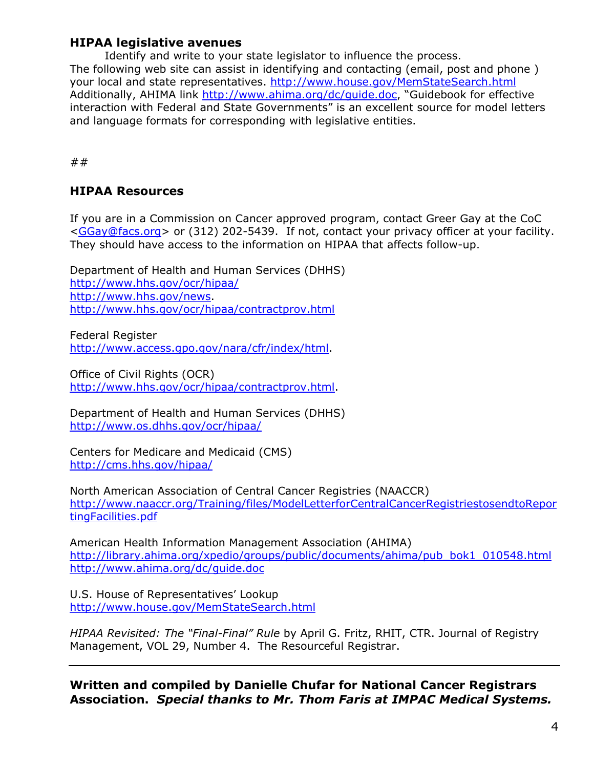### HIPAA legislative avenues

Identify and write to your state legislator to influence the process. The following web site can assist in identifying and contacting (email, post and phone ) your local and state representatives. http://www.house.gov/MemStateSearch.html Additionally, AHIMA link http://www.ahima.org/dc/guide.doc, "Guidebook for effective interaction with Federal and State Governments" is an excellent source for model letters and language formats for corresponding with legislative entities.

##

### HIPAA Resources

If you are in a Commission on Cancer approved program, contact Greer Gay at the CoC <GGay@facs.org> or (312) 202-5439. If not, contact your privacy officer at your facility. They should have access to the information on HIPAA that affects follow-up.

Department of Health and Human Services (DHHS)
http://www.hhs.gov/ocr/hipaa/
http://www.hhs.gov/news.
http://www.hhs.gov/ocr/hipaa/contractprov.html

Federal Register
http://www.access.gpo.gov/nara/cfr/index/html.

Office of Civil Rights (OCR)
http://www.hhs.gov/ocr/hipaa/contractprov.html.

Department of Health and Human Services (DHHS)
http://www.os.dhhs.gov/ocr/hipaa/

Centers for Medicare and Medicaid (CMS)
http://cms.hhs.gov/hipaa/

North American Association of Central Cancer Registries (NAACCR)
http://www.naaccr.org/Training/files/ModelLetterforCentralCancerRegistriestosendtoReportingFacilities.pdf

American Health Information Management Association (AHIMA)
http://library.ahima.org/xpedio/groups/public/documents/ahima/pub_bok1_010548.html
http://www.ahima.org/dc/guide.doc

U.S. House of Representatives' Lookup
http://www.house.gov/MemStateSearch.html

*HIPAA Revisited: The "Final-Final" Rule* by April G. Fritz, RHIT, CTR. Journal of Registry Management, VOL 29, Number 4. The Resourceful Registrar.

---

**Written and compiled by Danielle Chufar for National Cancer Registrars Association. *Special thanks to Mr. Thom Faris at IMPAC Medical Systems.***